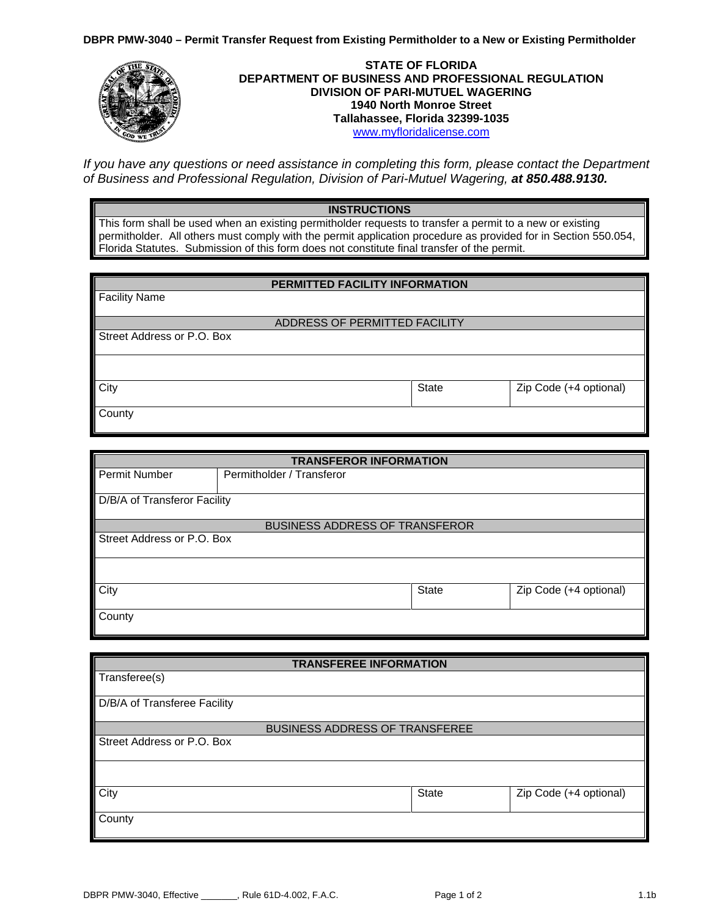**DBPR PMW-3040 – Permit Transfer Request from Existing Permitholder to a New or Existing Permitholder**

**STATE OF FLORIDA**
**DEPARTMENT OF BUSINESS AND PROFESSIONAL REGULATION**
**DIVISION OF PARI-MUTUEL WAGERING**
**1940 North Monroe Street**
**Tallahassee, Florida 32399-1035**
www.myfloridalicense.com

*If you have any questions or need assistance in completing this form, please contact the Department of Business and Professional Regulation, Division of Pari-Mutuel Wagering,* ***at 850.488.9130.***

| **INSTRUCTIONS** |
|---|
| This form shall be used when an existing permitholder requests to transfer a permit to a new or existing permitholder. All others must comply with the permit application procedure as provided for in Section 550.054, Florida Statutes. Submission of this form does not constitute final transfer of the permit. |

| **PERMITTED FACILITY INFORMATION** | | |
|---|---|---|
| Facility Name | | |
| ADDRESS OF PERMITTED FACILITY | | |
| Street Address or P.O. Box | | |
| | | |
| City | State | Zip Code (+4 optional) |
| County | | |

| **TRANSFEROR INFORMATION** | | |
|---|---|---|
| Permit Number | Permitholder / Transferor | |
| D/B/A of Transferor Facility | | |
| BUSINESS ADDRESS OF TRANSFEROR | | |
| Street Address or P.O. Box | | |
| | | |
| City | State | Zip Code (+4 optional) |
| County | | |

| **TRANSFEREE INFORMATION** | | |
|---|---|---|
| Transferee(s) | | |
| D/B/A of Transferee Facility | | |
| BUSINESS ADDRESS OF TRANSFEREE | | |
| Street Address or P.O. Box | | |
| | | |
| City | State | Zip Code (+4 optional) |
| County | | |

DBPR PMW-3040, Effective _______, Rule 61D-4.002, F.A.C. 1.1b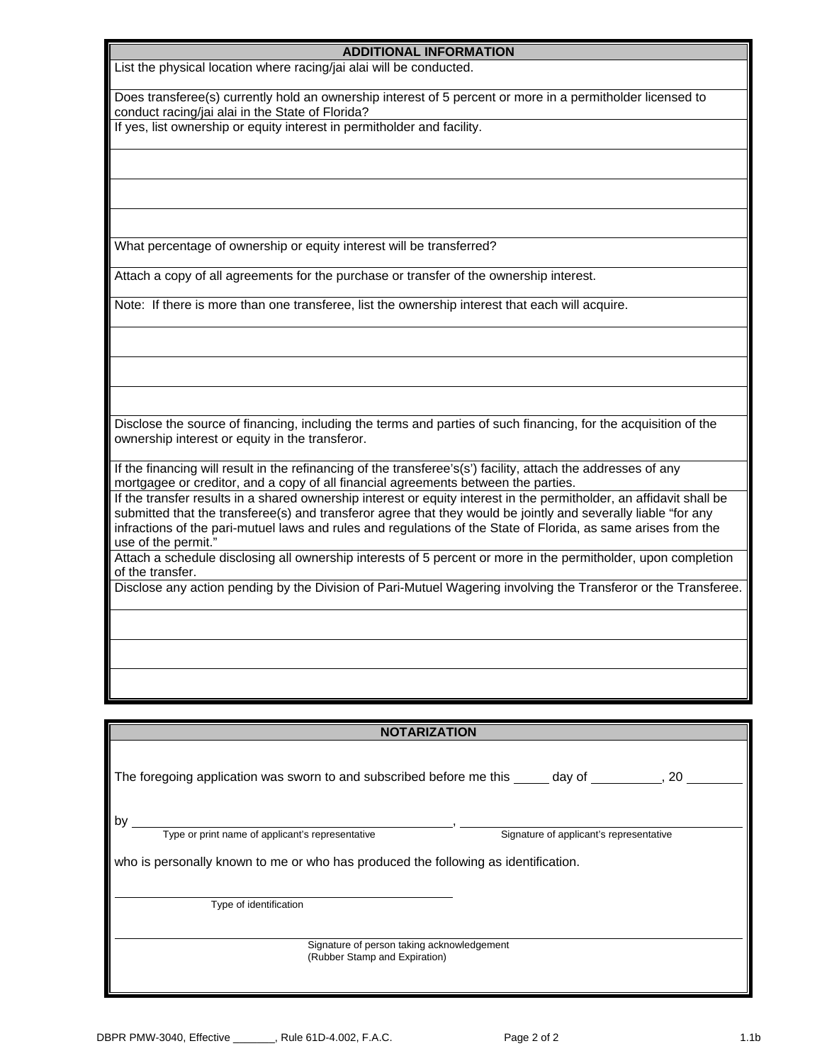## ADDITIONAL INFORMATION

List the physical location where racing/jai alai will be conducted.

Does transferee(s) currently hold an ownership interest of 5 percent or more in a permitholder licensed to conduct racing/jai alai in the State of Florida?

If yes, list ownership or equity interest in permitholder and facility.

What percentage of ownership or equity interest will be transferred?

Attach a copy of all agreements for the purchase or transfer of the ownership interest.

Note: If there is more than one transferee, list the ownership interest that each will acquire.

Disclose the source of financing, including the terms and parties of such financing, for the acquisition of the ownership interest or equity in the transferor.

If the financing will result in the refinancing of the transferee's(s') facility, attach the addresses of any mortgagee or creditor, and a copy of all financial agreements between the parties.

If the transfer results in a shared ownership interest or equity interest in the permitholder, an affidavit shall be submitted that the transferee(s) and transferor agree that they would be jointly and severally liable "for any infractions of the pari-mutuel laws and rules and regulations of the State of Florida, as same arises from the use of the permit."

Attach a schedule disclosing all ownership interests of 5 percent or more in the permitholder, upon completion of the transfer.

Disclose any action pending by the Division of Pari-Mutuel Wagering involving the Transferor or the Transferee.

## NOTARIZATION

The foregoing application was sworn to and subscribed before me this _____ day of __________, 20 ________

by ________________________________________, ________________________________________

Type or print name of applicant's representative — Signature of applicant's representative

who is personally known to me or who has produced the following as identification.

________________________________________

Type of identification

________________________________________

Signature of person taking acknowledgement
(Rubber Stamp and Expiration)

DBPR PMW-3040, Effective _______, Rule 61D-4.002, F.A.C. 1.1b